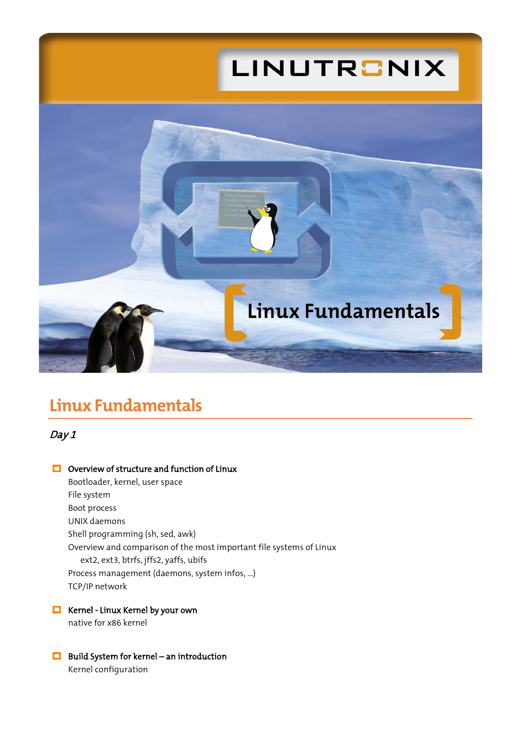LINUTRONIX

Linux Fundamentals

# Linux Fundamentals

*Day 1*

- **Overview of structure and function of Linux**
  - Bootloader, kernel, user space
  - File system
  - Boot process
  - UNIX daemons
  - Shell programming (sh, sed, awk)
  - Overview and comparison of the most important file systems of Linux
    - ext2, ext3, btrfs, jffs2, yaffs, ubifs
  - Process management (daemons, system infos, ...)
  - TCP/IP network

- **Kernel - Linux Kernel by your own**
  - native for x86 kernel

- **Build System for kernel – an introduction**
  - Kernel configuration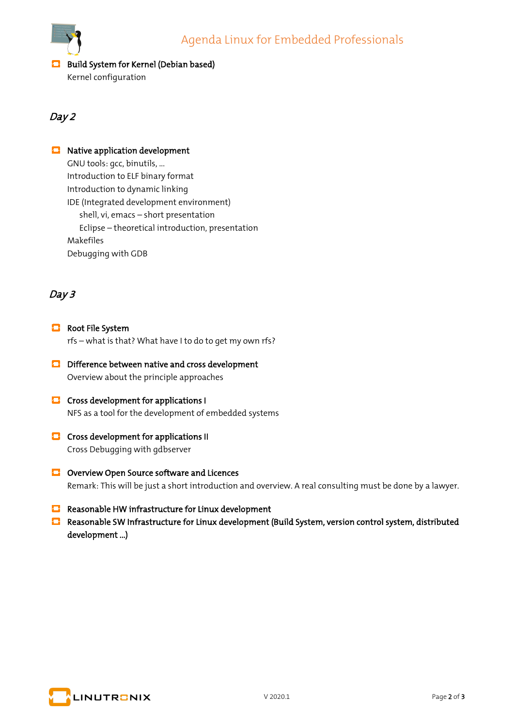- **Build System for Kernel (Debian based)**
  Kernel configuration

## *Day 2*

- **Native application development**
  GNU tools: gcc, binutils, ...
  Introduction to ELF binary format
  Introduction to dynamic linking
  IDE (Integrated development environment)
    shell, vi, emacs – short presentation
    Eclipse – theoretical introduction, presentation
  Makefiles
  Debugging with GDB

## *Day 3*

- **Root File System**
  rfs – what is that? What have I to do to get my own rfs?

- **Difference between native and cross development**
  Overview about the principle approaches

- **Cross development for applications I**
  NFS as a tool for the development of embedded systems

- **Cross development for applications II**
  Cross Debugging with gdbserver

- **Overview Open Source software and Licences**
  Remark: This will be just a short introduction and overview. A real consulting must be done by a lawyer.

- **Reasonable HW infrastructure for Linux development**
- **Reasonable SW Infrastructure for Linux development (Build System, version control system, distributed development ...)**

V 2020.1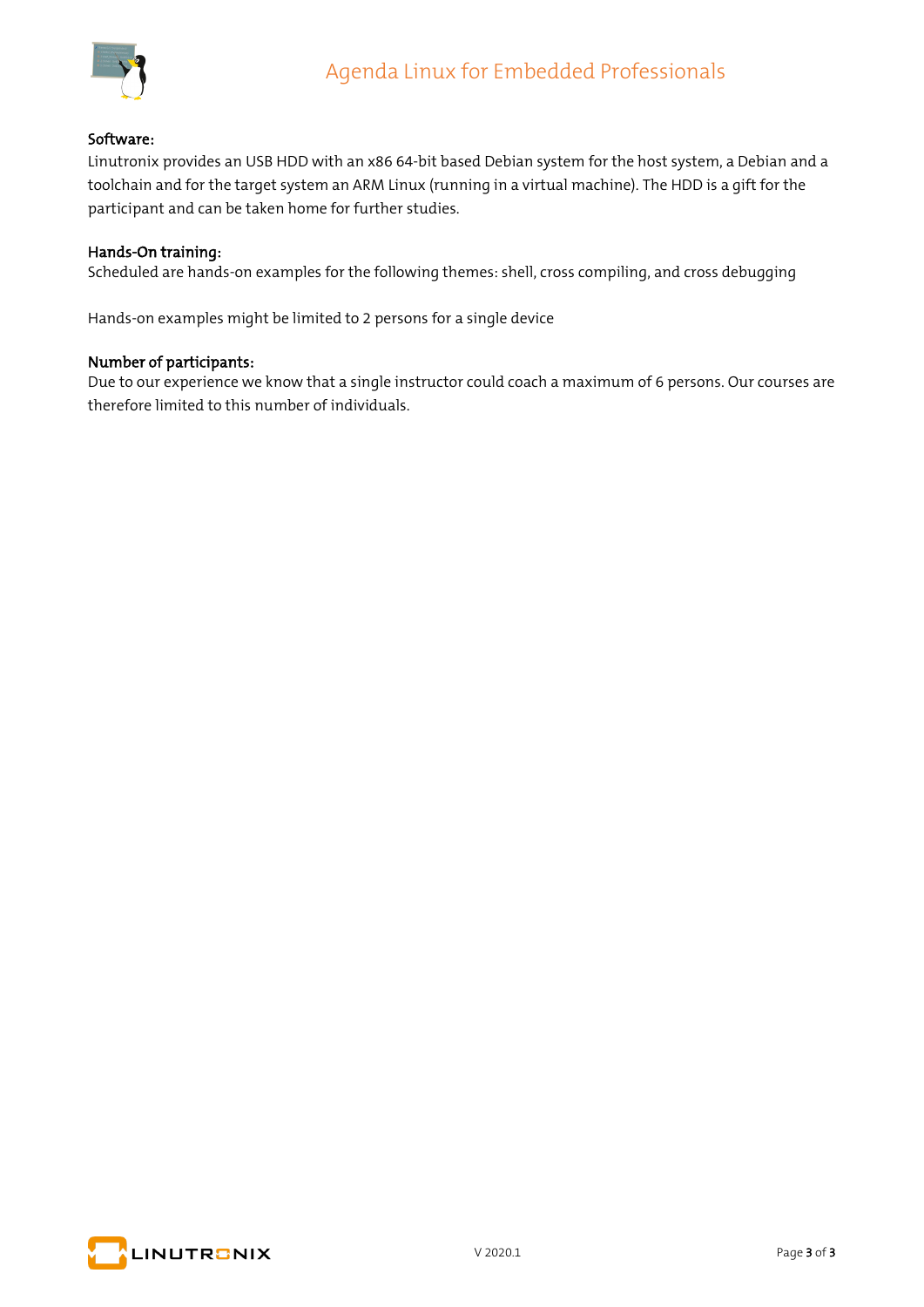**Software:**
Linutronix provides an USB HDD with an x86 64-bit based Debian system for the host system, a Debian and a toolchain and for the target system an ARM Linux (running in a virtual machine). The HDD is a gift for the participant and can be taken home for further studies.

**Hands-On training:**
Scheduled are hands-on examples for the following themes: shell, cross compiling, and cross debugging

Hands-on examples might be limited to 2 persons for a single device

**Number of participants:**
Due to our experience we know that a single instructor could coach a maximum of 6 persons. Our courses are therefore limited to this number of individuals.